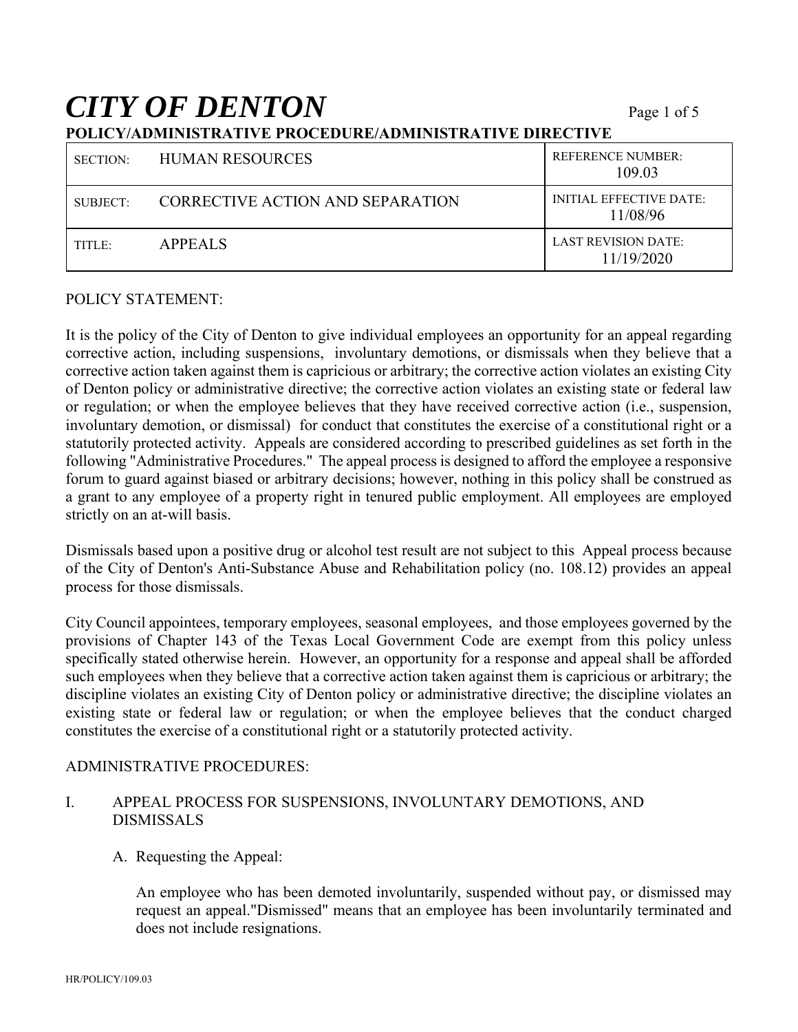# *CITY OF DENTON*

**POLICY/ADMINISTRATIVE PROCEDURE/ADMINISTRATIVE DIRECTIVE**

| | | |
|---|---|---|
| SECTION: HUMAN RESOURCES | | REFERENCE NUMBER: 109.03 |
| SUBJECT: CORRECTIVE ACTION AND SEPARATION | | INITIAL EFFECTIVE DATE: 11/08/96 |
| TITLE: APPEALS | | LAST REVISION DATE: 11/19/2020 |

POLICY STATEMENT:

It is the policy of the City of Denton to give individual employees an opportunity for an appeal regarding corrective action, including suspensions, involuntary demotions, or dismissals when they believe that a corrective action taken against them is capricious or arbitrary; the corrective action violates an existing City of Denton policy or administrative directive; the corrective action violates an existing state or federal law or regulation; or when the employee believes that they have received corrective action (i.e., suspension, involuntary demotion, or dismissal) for conduct that constitutes the exercise of a constitutional right or a statutorily protected activity. Appeals are considered according to prescribed guidelines as set forth in the following "Administrative Procedures." The appeal process is designed to afford the employee a responsive forum to guard against biased or arbitrary decisions; however, nothing in this policy shall be construed as a grant to any employee of a property right in tenured public employment. All employees are employed strictly on an at-will basis.

Dismissals based upon a positive drug or alcohol test result are not subject to this Appeal process because of the City of Denton's Anti-Substance Abuse and Rehabilitation policy (no. 108.12) provides an appeal process for those dismissals.

City Council appointees, temporary employees, seasonal employees, and those employees governed by the provisions of Chapter 143 of the Texas Local Government Code are exempt from this policy unless specifically stated otherwise herein. However, an opportunity for a response and appeal shall be afforded such employees when they believe that a corrective action taken against them is capricious or arbitrary; the discipline violates an existing City of Denton policy or administrative directive; the discipline violates an existing state or federal law or regulation; or when the employee believes that the conduct charged constitutes the exercise of a constitutional right or a statutorily protected activity.

ADMINISTRATIVE PROCEDURES:

I. APPEAL PROCESS FOR SUSPENSIONS, INVOLUNTARY DEMOTIONS, AND DISMISSALS

A. Requesting the Appeal:

An employee who has been demoted involuntarily, suspended without pay, or dismissed may request an appeal."Dismissed" means that an employee has been involuntarily terminated and does not include resignations.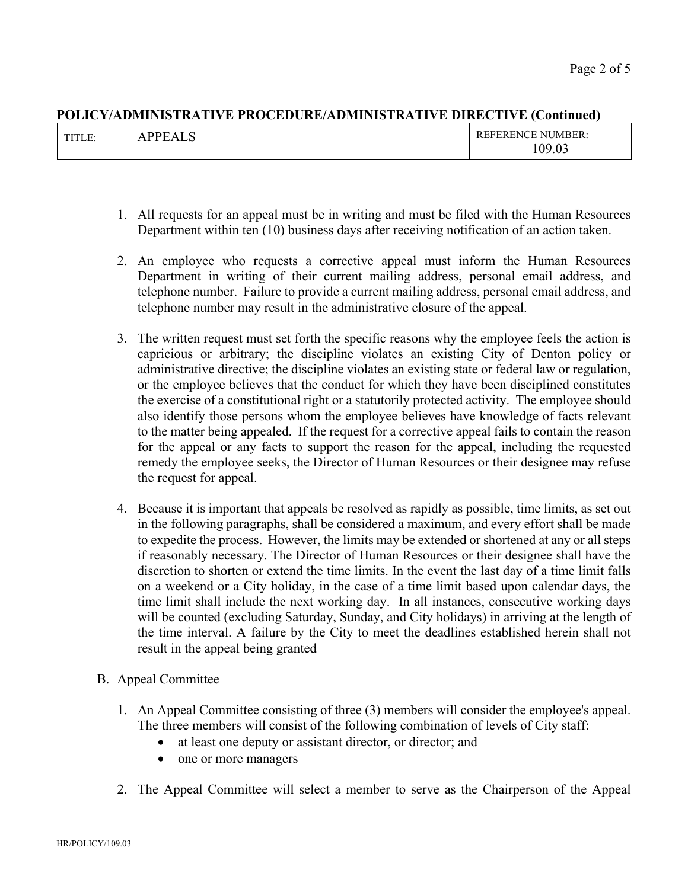**POLICY/ADMINISTRATIVE PROCEDURE/ADMINISTRATIVE DIRECTIVE (Continued)**

| TITLE: APPEALS | REFERENCE NUMBER: 109.03 |
| --- | --- |

1. All requests for an appeal must be in writing and must be filed with the Human Resources Department within ten (10) business days after receiving notification of an action taken.

2. An employee who requests a corrective appeal must inform the Human Resources Department in writing of their current mailing address, personal email address, and telephone number. Failure to provide a current mailing address, personal email address, and telephone number may result in the administrative closure of the appeal.

3. The written request must set forth the specific reasons why the employee feels the action is capricious or arbitrary; the discipline violates an existing City of Denton policy or administrative directive; the discipline violates an existing state or federal law or regulation, or the employee believes that the conduct for which they have been disciplined constitutes the exercise of a constitutional right or a statutorily protected activity. The employee should also identify those persons whom the employee believes have knowledge of facts relevant to the matter being appealed. If the request for a corrective appeal fails to contain the reason for the appeal or any facts to support the reason for the appeal, including the requested remedy the employee seeks, the Director of Human Resources or their designee may refuse the request for appeal.

4. Because it is important that appeals be resolved as rapidly as possible, time limits, as set out in the following paragraphs, shall be considered a maximum, and every effort shall be made to expedite the process. However, the limits may be extended or shortened at any or all steps if reasonably necessary. The Director of Human Resources or their designee shall have the discretion to shorten or extend the time limits. In the event the last day of a time limit falls on a weekend or a City holiday, in the case of a time limit based upon calendar days, the time limit shall include the next working day. In all instances, consecutive working days will be counted (excluding Saturday, Sunday, and City holidays) in arriving at the length of the time interval. A failure by the City to meet the deadlines established herein shall not result in the appeal being granted

B. Appeal Committee

1. An Appeal Committee consisting of three (3) members will consider the employee's appeal. The three members will consist of the following combination of levels of City staff:
   - at least one deputy or assistant director, or director; and
   - one or more managers

2. The Appeal Committee will select a member to serve as the Chairperson of the Appeal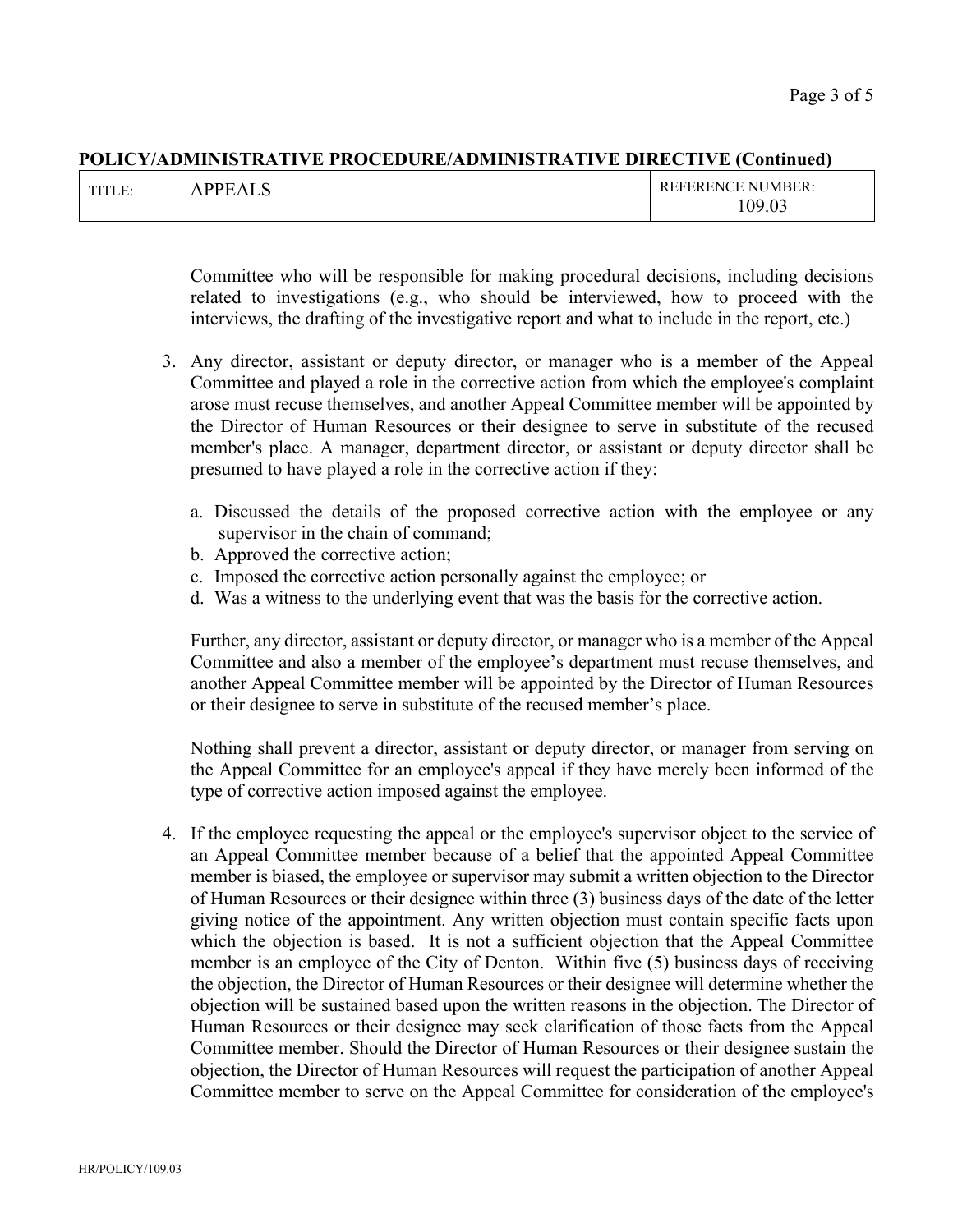**POLICY/ADMINISTRATIVE PROCEDURE/ADMINISTRATIVE DIRECTIVE (Continued)**

| TITLE: APPEALS | REFERENCE NUMBER: 109.03 |
| --- | --- |

Committee who will be responsible for making procedural decisions, including decisions related to investigations (e.g., who should be interviewed, how to proceed with the interviews, the drafting of the investigative report and what to include in the report, etc.)

3. Any director, assistant or deputy director, or manager who is a member of the Appeal Committee and played a role in the corrective action from which the employee's complaint arose must recuse themselves, and another Appeal Committee member will be appointed by the Director of Human Resources or their designee to serve in substitute of the recused member's place. A manager, department director, or assistant or deputy director shall be presumed to have played a role in the corrective action if they:

   a. Discussed the details of the proposed corrective action with the employee or any supervisor in the chain of command;
   b. Approved the corrective action;
   c. Imposed the corrective action personally against the employee; or
   d. Was a witness to the underlying event that was the basis for the corrective action.

   Further, any director, assistant or deputy director, or manager who is a member of the Appeal Committee and also a member of the employee's department must recuse themselves, and another Appeal Committee member will be appointed by the Director of Human Resources or their designee to serve in substitute of the recused member's place.

   Nothing shall prevent a director, assistant or deputy director, or manager from serving on the Appeal Committee for an employee's appeal if they have merely been informed of the type of corrective action imposed against the employee.

4. If the employee requesting the appeal or the employee's supervisor object to the service of an Appeal Committee member because of a belief that the appointed Appeal Committee member is biased, the employee or supervisor may submit a written objection to the Director of Human Resources or their designee within three (3) business days of the date of the letter giving notice of the appointment. Any written objection must contain specific facts upon which the objection is based. It is not a sufficient objection that the Appeal Committee member is an employee of the City of Denton. Within five (5) business days of receiving the objection, the Director of Human Resources or their designee will determine whether the objection will be sustained based upon the written reasons in the objection. The Director of Human Resources or their designee may seek clarification of those facts from the Appeal Committee member. Should the Director of Human Resources or their designee sustain the objection, the Director of Human Resources will request the participation of another Appeal Committee member to serve on the Appeal Committee for consideration of the employee's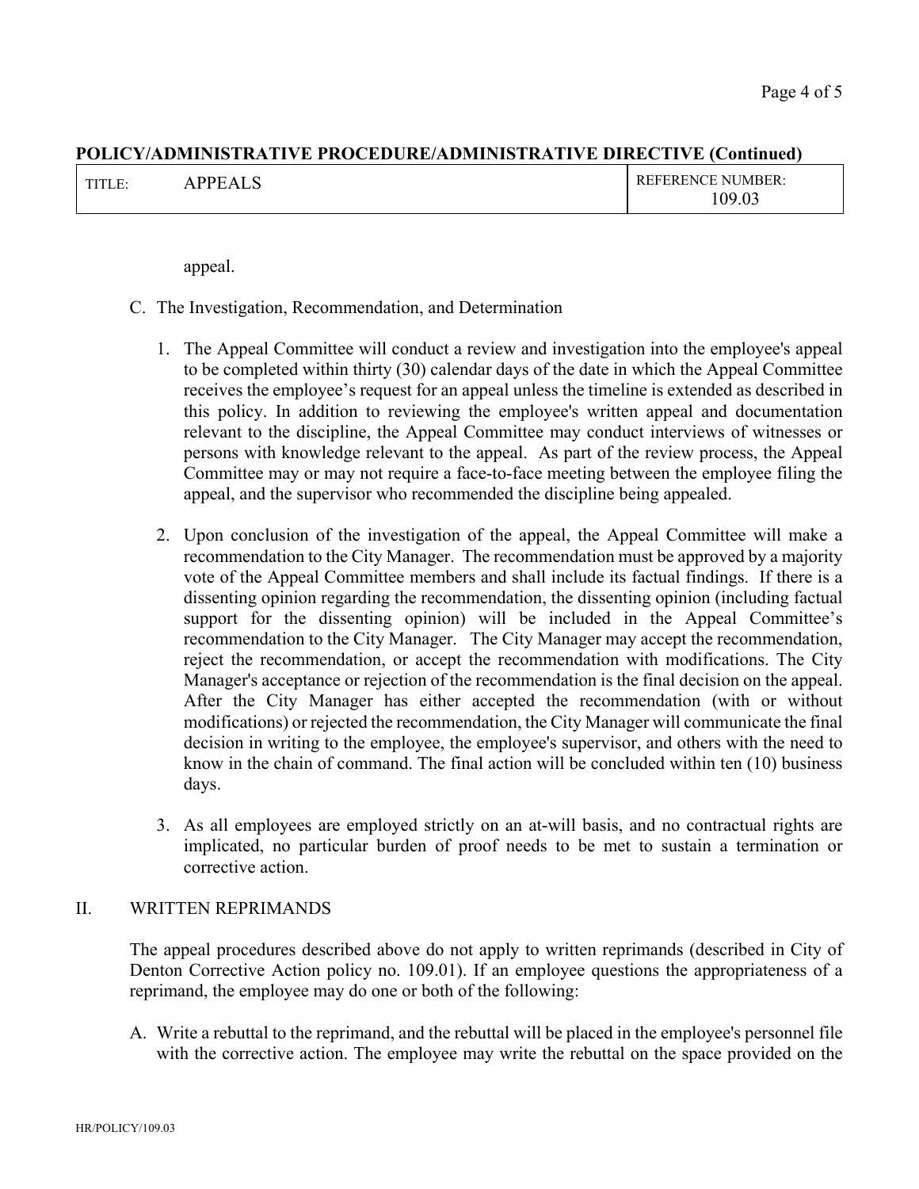**POLICY/ADMINISTRATIVE PROCEDURE/ADMINISTRATIVE DIRECTIVE (Continued)**

| TITLE: APPEALS | REFERENCE NUMBER: 109.03 |
|---|---|

appeal.

C. The Investigation, Recommendation, and Determination

1. The Appeal Committee will conduct a review and investigation into the employee's appeal to be completed within thirty (30) calendar days of the date in which the Appeal Committee receives the employee's request for an appeal unless the timeline is extended as described in this policy. In addition to reviewing the employee's written appeal and documentation relevant to the discipline, the Appeal Committee may conduct interviews of witnesses or persons with knowledge relevant to the appeal. As part of the review process, the Appeal Committee may or may not require a face-to-face meeting between the employee filing the appeal, and the supervisor who recommended the discipline being appealed.

2. Upon conclusion of the investigation of the appeal, the Appeal Committee will make a recommendation to the City Manager. The recommendation must be approved by a majority vote of the Appeal Committee members and shall include its factual findings. If there is a dissenting opinion regarding the recommendation, the dissenting opinion (including factual support for the dissenting opinion) will be included in the Appeal Committee's recommendation to the City Manager. The City Manager may accept the recommendation, reject the recommendation, or accept the recommendation with modifications. The City Manager's acceptance or rejection of the recommendation is the final decision on the appeal. After the City Manager has either accepted the recommendation (with or without modifications) or rejected the recommendation, the City Manager will communicate the final decision in writing to the employee, the employee's supervisor, and others with the need to know in the chain of command. The final action will be concluded within ten (10) business days.

3. As all employees are employed strictly on an at-will basis, and no contractual rights are implicated, no particular burden of proof needs to be met to sustain a termination or corrective action.

## II. WRITTEN REPRIMANDS

The appeal procedures described above do not apply to written reprimands (described in City of Denton Corrective Action policy no. 109.01). If an employee questions the appropriateness of a reprimand, the employee may do one or both of the following:

A. Write a rebuttal to the reprimand, and the rebuttal will be placed in the employee's personnel file with the corrective action. The employee may write the rebuttal on the space provided on the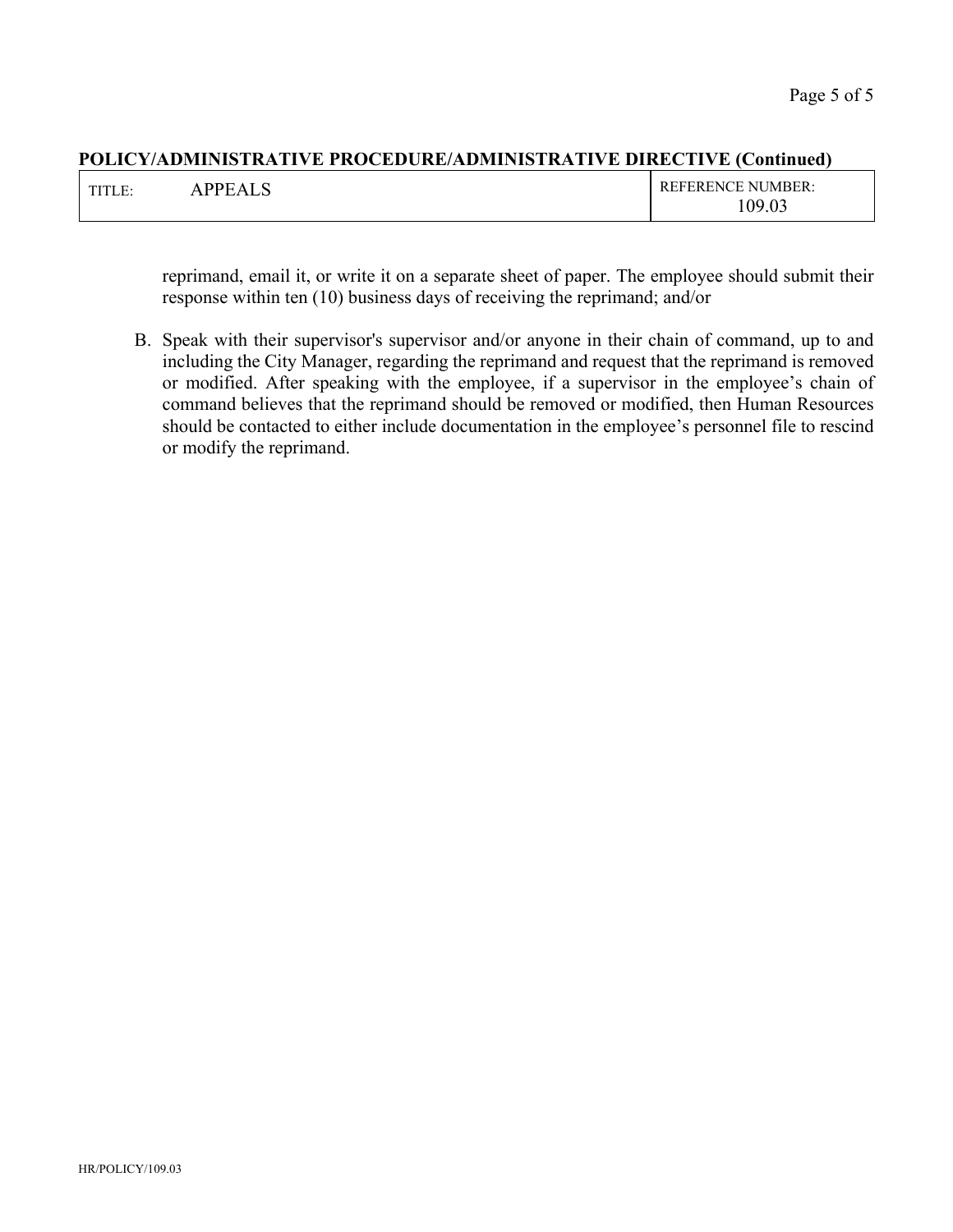reprimand, email it, or write it on a separate sheet of paper. The employee should submit their response within ten (10) business days of receiving the reprimand; and/or

B. Speak with their supervisor's supervisor and/or anyone in their chain of command, up to and including the City Manager, regarding the reprimand and request that the reprimand is removed or modified. After speaking with the employee, if a supervisor in the employee's chain of command believes that the reprimand should be removed or modified, then Human Resources should be contacted to either include documentation in the employee's personnel file to rescind or modify the reprimand.